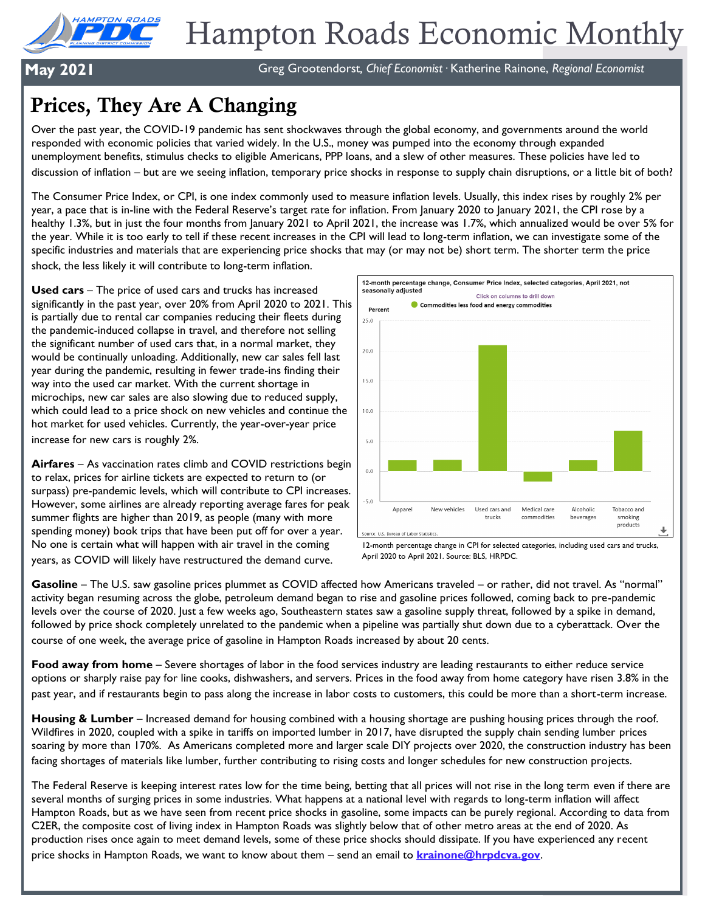# Hampton Roads Economic Monthly

**May 2021**

Greg Grootendorst, *Chief Economist* · Katherine Rainone, *Regional Economist*

## Prices, They Are A Changing

Over the past year, the COVID-19 pandemic has sent shockwaves through the global economy, and governments around the world responded with economic policies that varied widely. In the U.S., money was pumped into the economy through expanded unemployment benefits, stimulus checks to eligible Americans, PPP loans, and a slew of other measures. These policies have led to discussion of inflation – but are we seeing inflation, temporary price shocks in response to supply chain disruptions, or a little bit of both?

The Consumer Price Index, or CPI, is one index commonly used to measure inflation levels. Usually, this index rises by roughly 2% per year, a pace that is in-line with the Federal Reserve's target rate for inflation. From January 2020 to January 2021, the CPI rose by a healthy 1.3%, but in just the four months from January 2021 to April 2021, the increase was 1.7%, which annualized would be over 5% for the year. While it is too early to tell if these recent increases in the CPI will lead to long-term inflation, we can investigate some of the specific industries and materials that are experiencing price shocks that may (or may not be) short term. The shorter term the price shock, the less likely it will contribute to long-term inflation.

**Used cars** – The price of used cars and trucks has increased significantly in the past year, over 20% from April 2020 to 2021. This is partially due to rental car companies reducing their fleets during the pandemic-induced collapse in travel, and therefore not selling the significant number of used cars that, in a normal market, they would be continually unloading. Additionally, new car sales fell last year during the pandemic, resulting in fewer trade-ins finding their way into the used car market. With the current shortage in microchips, new car sales are also slowing due to reduced supply, which could lead to a price shock on new vehicles and continue the hot market for used vehicles. Currently, the year-over-year price increase for new cars is roughly 2%.

**Airfares** – As vaccination rates climb and COVID restrictions begin to relax, prices for airline tickets are expected to return to (or surpass) pre-pandemic levels, which will contribute to CPI increases. However, some airlines are already reporting average fares for peak summer flights are higher than 2019, as people (many with more spending money) book trips that have been put off for over a year. No one is certain what will happen with air travel in the coming years, as COVID will likely have restructured the demand curve.

12-month percentage change in CPI for selected categories, including used cars and trucks, April 2020 to April 2021. Source: BLS, HRPDC.

**Gasoline** – The U.S. saw gasoline prices plummet as COVID affected how Americans traveled – or rather, did not travel. As "normal" activity began resuming across the globe, petroleum demand began to rise and gasoline prices followed, coming back to pre-pandemic levels over the course of 2020. Just a few weeks ago, Southeastern states saw a gasoline supply threat, followed by a spike in demand, followed by price shock completely unrelated to the pandemic when a pipeline was partially shut down due to a cyberattack. Over the course of one week, the average price of gasoline in Hampton Roads increased by about 20 cents.

**Food away from home** – Severe shortages of labor in the food services industry are leading restaurants to either reduce service options or sharply raise pay for line cooks, dishwashers, and servers. Prices in the food away from home category have risen 3.8% in the past year, and if restaurants begin to pass along the increase in labor costs to customers, this could be more than a short-term increase.

**Housing & Lumber** – Increased demand for housing combined with a housing shortage are pushing housing prices through the roof. Wildfires in 2020, coupled with a spike in tariffs on imported lumber in 2017, have disrupted the supply chain sending lumber prices soaring by more than 170%. As Americans completed more and larger scale DIY projects over 2020, the construction industry has been facing shortages of materials like lumber, further contributing to rising costs and longer schedules for new construction projects.

The Federal Reserve is keeping interest rates low for the time being, betting that all prices will not rise in the long term even if there are several months of surging prices in some industries. What happens at a national level with regards to long-term inflation will affect Hampton Roads, but as we have seen from recent price shocks in gasoline, some impacts can be purely regional. According to data from C2ER, the composite cost of living index in Hampton Roads was slightly below that of other metro areas at the end of 2020. As production rises once again to meet demand levels, some of these price shocks should dissipate. If you have experienced any recent price shocks in Hampton Roads, we want to know about them – send an email to **krainone@hrpdcva.gov**.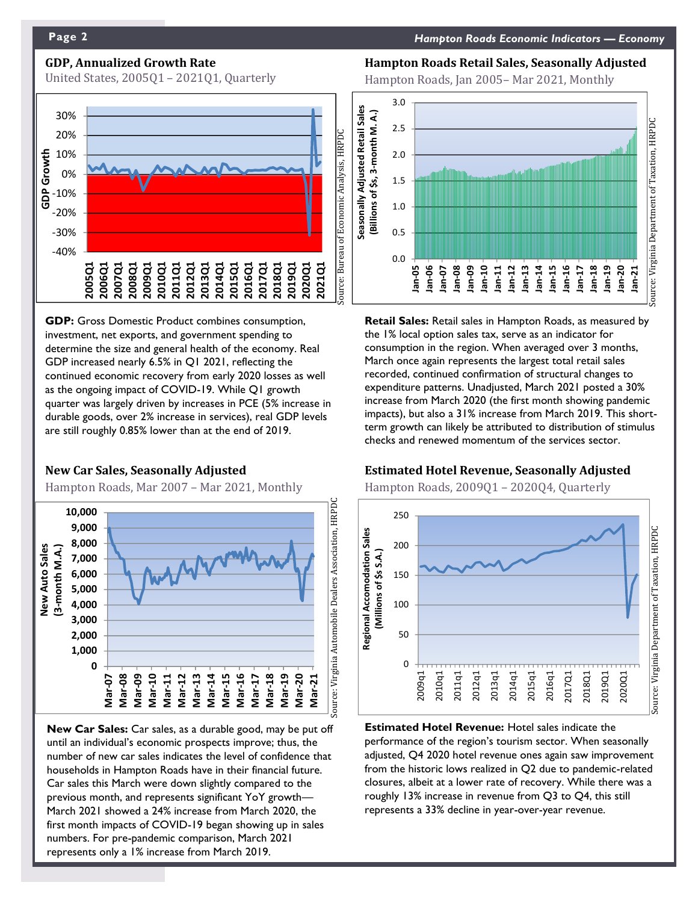## GDP, Annualized Growth Rate

United States, 2005Q1 – 2021Q1, Quarterly

Source: Bureau of Economic Analysis, HRPDC

**GDP:** Gross Domestic Product combines consumption, investment, net exports, and government spending to determine the size and general health of the economy. Real GDP increased nearly 6.5% in Q1 2021, reflecting the continued economic recovery from early 2020 losses as well as the ongoing impact of COVID-19. While Q1 growth quarter was largely driven by increases in PCE (5% increase in durable goods, over 2% increase in services), real GDP levels are still roughly 0.85% lower than at the end of 2019.

## Hampton Roads Retail Sales, Seasonally Adjusted

Hampton Roads, Jan 2005– Mar 2021, Monthly

Source: Virginia Department of Taxation, HRPDC

**Retail Sales:** Retail sales in Hampton Roads, as measured by the 1% local option sales tax, serve as an indicator for consumption in the region. When averaged over 3 months, March once again represents the largest total retail sales recorded, continued confirmation of structural changes to expenditure patterns. Unadjusted, March 2021 posted a 30% increase from March 2020 (the first month showing pandemic impacts), but also a 31% increase from March 2019. This short-term growth can likely be attributed to distribution of stimulus checks and renewed momentum of the services sector.

## New Car Sales, Seasonally Adjusted

Hampton Roads, Mar 2007 – Mar 2021, Monthly

Source: Virginia Automobile Dealers Association, HRPDC

**New Car Sales:** Car sales, as a durable good, may be put off until an individual's economic prospects improve; thus, the number of new car sales indicates the level of confidence that households in Hampton Roads have in their financial future. Car sales this March were down slightly compared to the previous month, and represents significant YoY growth—March 2021 showed a 24% increase from March 2020, the first month impacts of COVID-19 began showing up in sales numbers. For pre-pandemic comparison, March 2021 represents only a 1% increase from March 2019.

## Estimated Hotel Revenue, Seasonally Adjusted

Hampton Roads, 2009Q1 – 2020Q4, Quarterly

Source: Virginia Department of Taxation, HRPDC

**Estimated Hotel Revenue:** Hotel sales indicate the performance of the region's tourism sector. When seasonally adjusted, Q4 2020 hotel revenue ones again saw improvement from the historic lows realized in Q2 due to pandemic-related closures, albeit at a lower rate of recovery. While there was a roughly 13% increase in revenue from Q3 to Q4, this still represents a 33% decline in year-over-year revenue.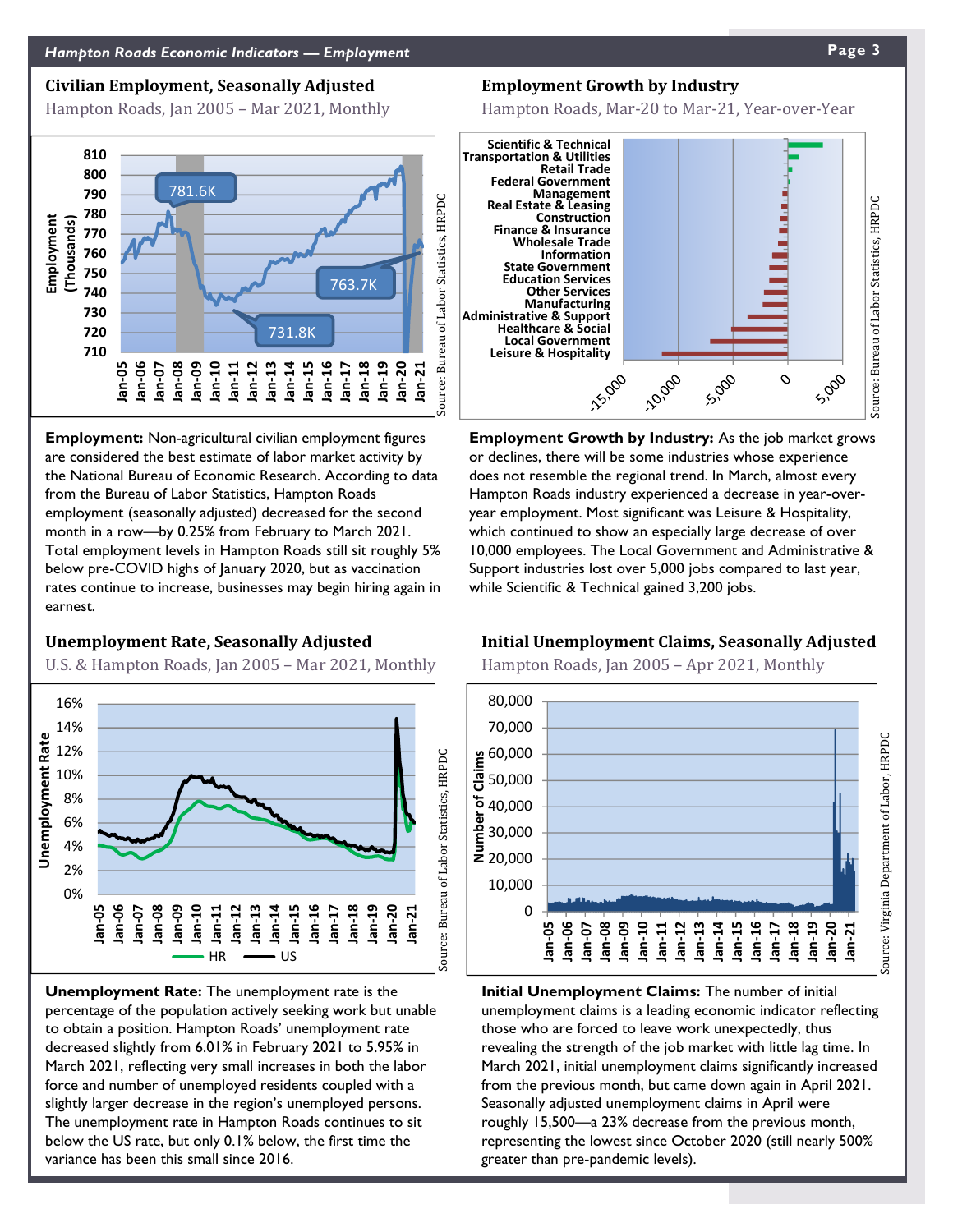## Civilian Employment, Seasonally Adjusted

Hampton Roads, Jan 2005 – Mar 2021, Monthly

**Employment:** Non-agricultural civilian employment figures are considered the best estimate of labor market activity by the National Bureau of Economic Research. According to data from the Bureau of Labor Statistics, Hampton Roads employment (seasonally adjusted) decreased for the second month in a row—by 0.25% from February to March 2021. Total employment levels in Hampton Roads still sit roughly 5% below pre-COVID highs of January 2020, but as vaccination rates continue to increase, businesses may begin hiring again in earnest.

## Employment Growth by Industry

Hampton Roads, Mar-20 to Mar-21, Year-over-Year

**Employment Growth by Industry:** As the job market grows or declines, there will be some industries whose experience does not resemble the regional trend. In March, almost every Hampton Roads industry experienced a decrease in year-over-year employment. Most significant was Leisure & Hospitality, which continued to show an especially large decrease of over 10,000 employees. The Local Government and Administrative & Support industries lost over 5,000 jobs compared to last year, while Scientific & Technical gained 3,200 jobs.

## Unemployment Rate, Seasonally Adjusted

U.S. & Hampton Roads, Jan 2005 – Mar 2021, Monthly

**Unemployment Rate:** The unemployment rate is the percentage of the population actively seeking work but unable to obtain a position. Hampton Roads' unemployment rate decreased slightly from 6.01% in February 2021 to 5.95% in March 2021, reflecting very small increases in both the labor force and number of unemployed residents coupled with a slightly larger decrease in the region's unemployed persons. The unemployment rate in Hampton Roads continues to sit below the US rate, but only 0.1% below, the first time the variance has been this small since 2016.

## Initial Unemployment Claims, Seasonally Adjusted

Hampton Roads, Jan 2005 – Apr 2021, Monthly

**Initial Unemployment Claims:** The number of initial unemployment claims is a leading economic indicator reflecting those who are forced to leave work unexpectedly, thus revealing the strength of the job market with little lag time. In March 2021, initial unemployment claims significantly increased from the previous month, but came down again in April 2021. Seasonally adjusted unemployment claims in April were roughly 15,500—a 23% decrease from the previous month, representing the lowest since October 2020 (still nearly 500% greater than pre-pandemic levels).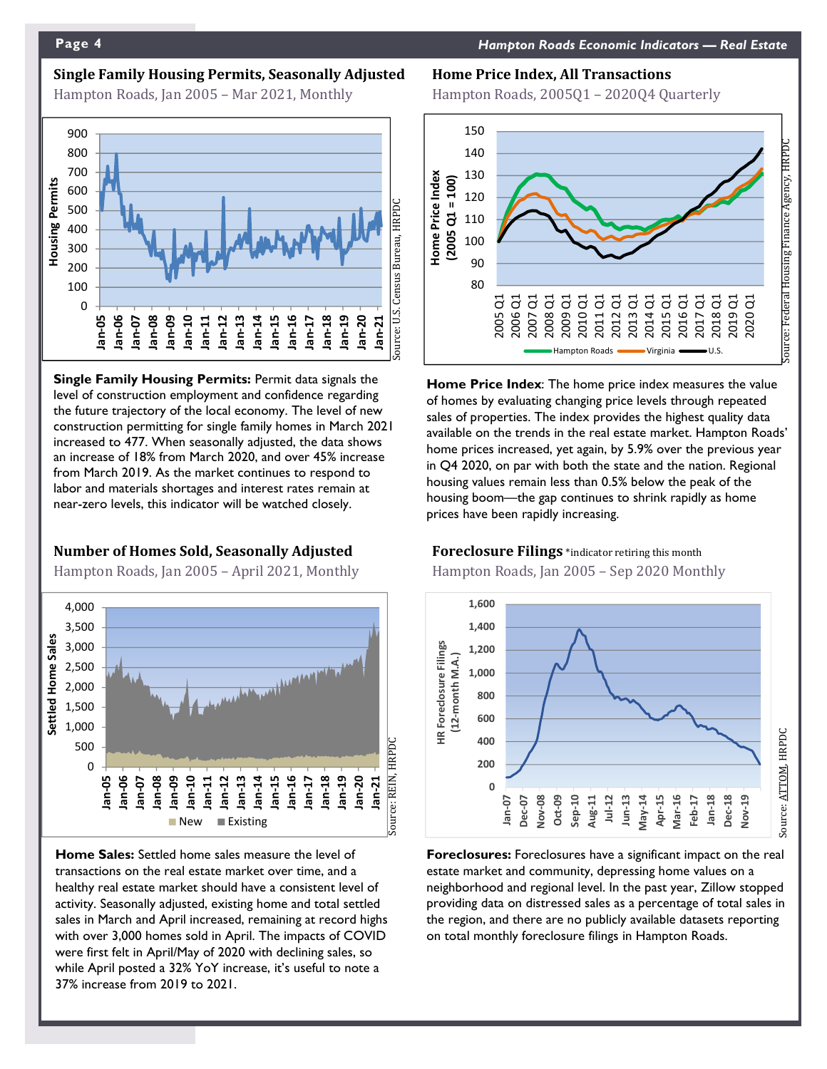## Single Family Housing Permits, Seasonally Adjusted

Hampton Roads, Jan 2005 – Mar 2021, Monthly

Housing Permits

900
800
700
600
500
400
300
200
100
0

Jan-05 Jan-06 Jan-07 Jan-08 Jan-09 Jan-10 Jan-11 Jan-12 Jan-13 Jan-14 Jan-15 Jan-16 Jan-17 Jan-18 Jan-19 Jan-20 Jan-21

Source: U.S. Census Bureau, HRPDC

**Single Family Housing Permits:** Permit data signals the level of construction employment and confidence regarding the future trajectory of the local economy. The level of new construction permitting for single family homes in March 2021 increased to 477. When seasonally adjusted, the data shows an increase of 18% from March 2020, and over 45% increase from March 2019. As the market continues to respond to labor and materials shortages and interest rates remain at near-zero levels, this indicator will be watched closely.

## Home Price Index, All Transactions

Hampton Roads, 2005Q1 – 2020Q4 Quarterly

Home Price Index (2005 Q1 = 100)

150
140
130
120
110
100
90
80

2005 Q1 2006 Q1 2007 Q1 2008 Q1 2009 Q1 2010 Q1 2011 Q1 2012 Q1 2013 Q1 2014 Q1 2015 Q1 2016 Q1 2017 Q1 2018 Q1 2019 Q1 2020 Q1

Hampton Roads Virginia U.S.

Source: Federal Housing Finance Agency, HRPDC

**Home Price Index**: The home price index measures the value of homes by evaluating changing price levels through repeated sales of properties. The index provides the highest quality data available on the trends in the real estate market. Hampton Roads' home prices increased, yet again, by 5.9% over the previous year in Q4 2020, on par with both the state and the nation. Regional housing values remain less than 0.5% below the peak of the housing boom—the gap continues to shrink rapidly as home prices have been rapidly increasing.

## Number of Homes Sold, Seasonally Adjusted

Hampton Roads, Jan 2005 – April 2021, Monthly

Settled Home Sales

4,000
3,500
3,000
2,500
2,000
1,500
1,000
500
0

Jan-05 Jan-06 Jan-07 Jan-08 Jan-09 Jan-10 Jan-11 Jan-12 Jan-13 Jan-14 Jan-15 Jan-16 Jan-17 Jan-18 Jan-19 Jan-20 Jan-21

New Existing

Source: REIN, HRPDC

**Home Sales:** Settled home sales measure the level of transactions on the real estate market over time, and a healthy real estate market should have a consistent level of activity. Seasonally adjusted, existing home and total settled sales in March and April increased, remaining at record highs with over 3,000 homes sold in April. The impacts of COVID were first felt in April/May of 2020 with declining sales, so while April posted a 32% YoY increase, it's useful to note a 37% increase from 2019 to 2021.

## Foreclosure Filings *indicator retiring this month

Hampton Roads, Jan 2005 – Sep 2020 Monthly

HR Foreclosure Filings (12-month M.A.)

1,600
1,400
1,200
1,000
800
600
400
200
0

Jan-07 Dec-07 Nov-08 Oct-09 Sep-10 Aug-11 Jul-12 Jun-13 May-14 Apr-15 Mar-16 Feb-17 Jan-18 Dec-18 Nov-19

Source: ATTOM, HRPDC

**Foreclosures:** Foreclosures have a significant impact on the real estate market and community, depressing home values on a neighborhood and regional level. In the past year, Zillow stopped providing data on distressed sales as a percentage of total sales in the region, and there are no publicly available datasets reporting on total monthly foreclosure filings in Hampton Roads.